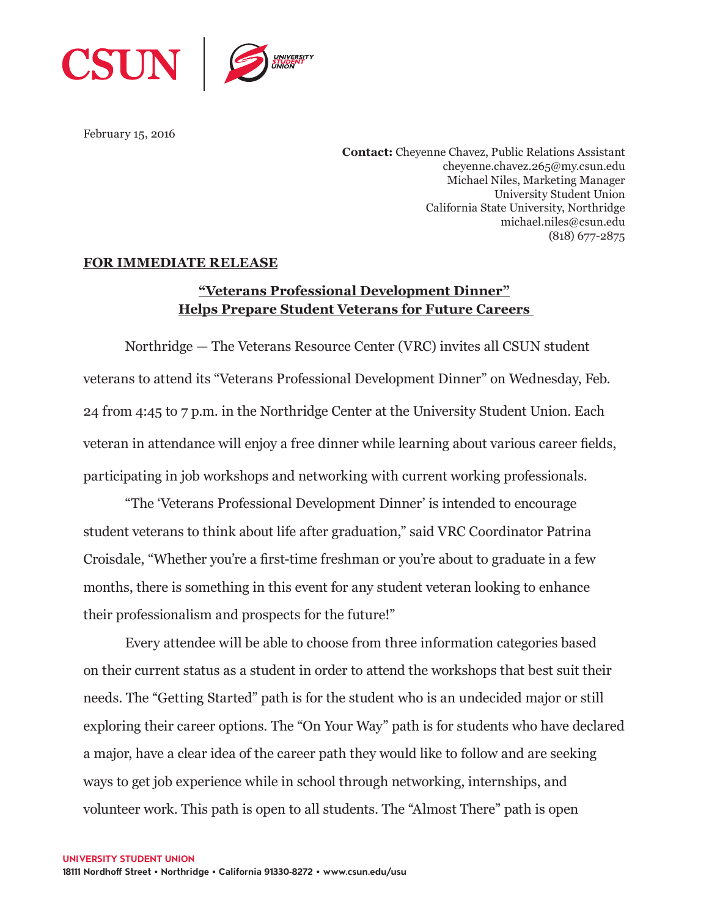CSUN | UNIVERSITY STUDENT UNION

February 15, 2016

**Contact:** Cheyenne Chavez, Public Relations Assistant
cheyenne.chavez.265@my.csun.edu
Michael Niles, Marketing Manager
University Student Union
California State University, Northridge
michael.niles@csun.edu
(818) 677-2875

**FOR IMMEDIATE RELEASE**

## "Veterans Professional Development Dinner" Helps Prepare Student Veterans for Future Careers

Northridge — The Veterans Resource Center (VRC) invites all CSUN student veterans to attend its "Veterans Professional Development Dinner" on Wednesday, Feb. 24 from 4:45 to 7 p.m. in the Northridge Center at the University Student Union. Each veteran in attendance will enjoy a free dinner while learning about various career fields, participating in job workshops and networking with current working professionals.

"The 'Veterans Professional Development Dinner' is intended to encourage student veterans to think about life after graduation," said VRC Coordinator Patrina Croisdale, "Whether you're a first-time freshman or you're about to graduate in a few months, there is something in this event for any student veteran looking to enhance their professionalism and prospects for the future!"

Every attendee will be able to choose from three information categories based on their current status as a student in order to attend the workshops that best suit their needs. The "Getting Started" path is for the student who is an undecided major or still exploring their career options. The "On Your Way" path is for students who have declared a major, have a clear idea of the career path they would like to follow and are seeking ways to get job experience while in school through networking, internships, and volunteer work. This path is open to all students. The "Almost There" path is open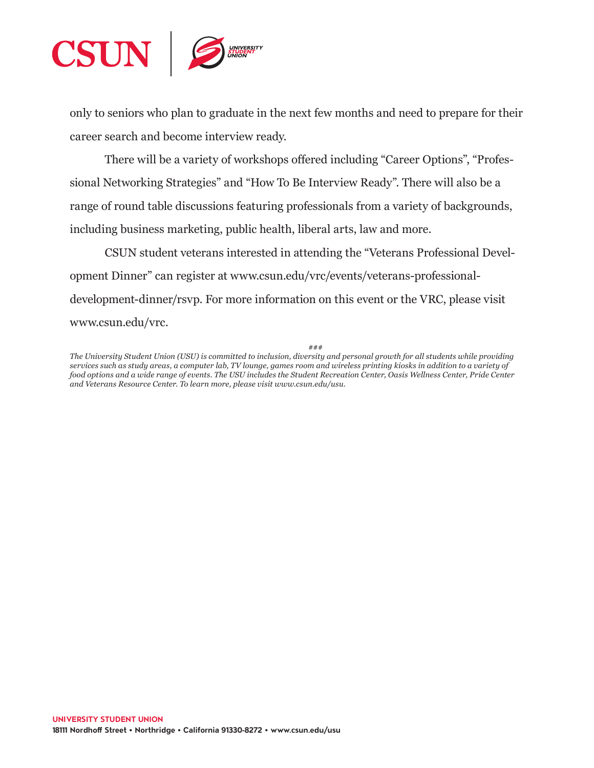only to seniors who plan to graduate in the next few months and need to prepare for their career search and become interview ready.

There will be a variety of workshops offered including “Career Options”, “Professional Networking Strategies” and “How To Be Interview Ready”. There will also be a range of round table discussions featuring professionals from a variety of backgrounds, including business marketing, public health, liberal arts, law and more.

CSUN student veterans interested in attending the “Veterans Professional Development Dinner” can register at www.csun.edu/vrc/events/veterans-professional-development-dinner/rsvp. For more information on this event or the VRC, please visit www.csun.edu/vrc.

###

*The University Student Union (USU) is committed to inclusion, diversity and personal growth for all students while providing services such as study areas, a computer lab, TV lounge, games room and wireless printing kiosks in addition to a variety of food options and a wide range of events. The USU includes the Student Recreation Center, Oasis Wellness Center, Pride Center and Veterans Resource Center. To learn more, please visit www.csun.edu/usu.*